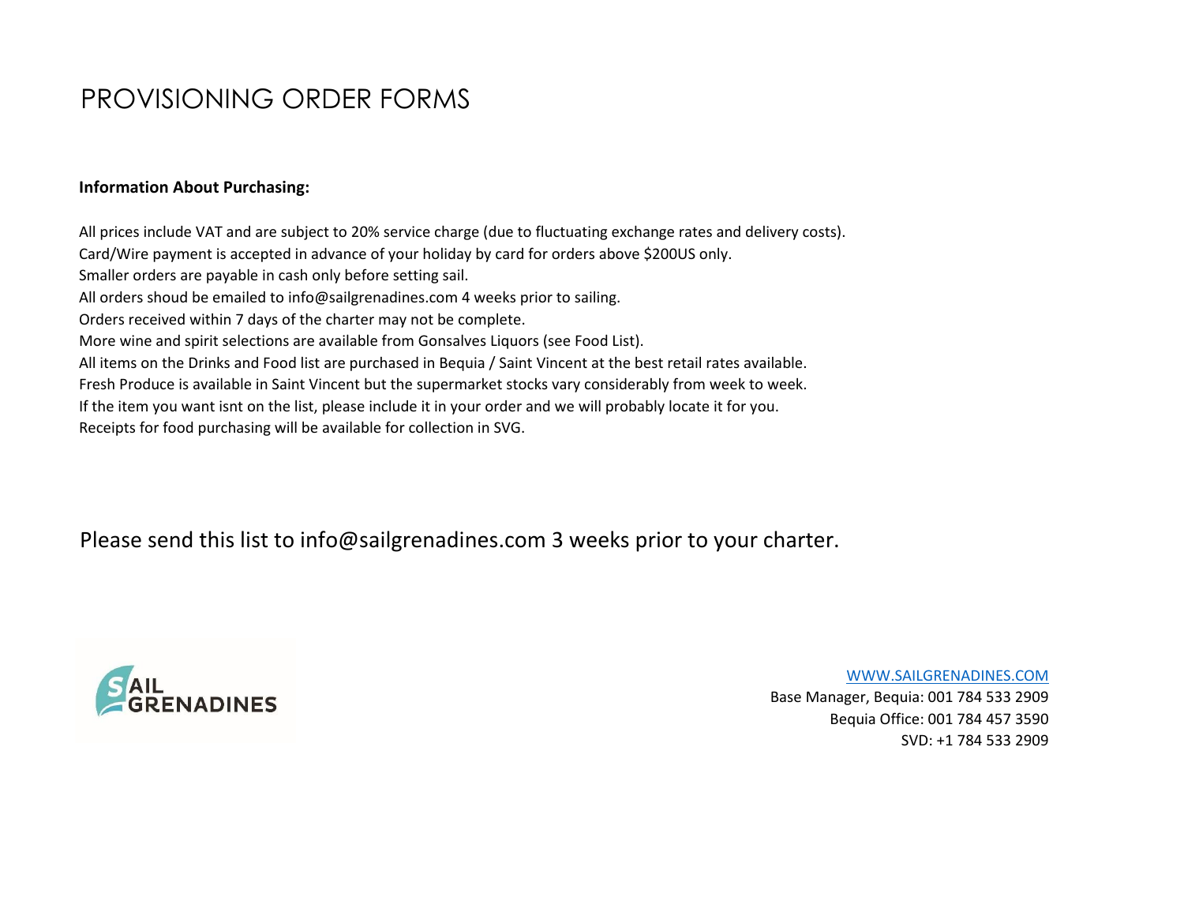# PROVISIONING ORDER FORMS

**Information About Purchasing:**

All prices include VAT and are subject to 20% service charge (due to fluctuating exchange rates and delivery costs).
Card/Wire payment is accepted in advance of your holiday by card for orders above $200US only.
Smaller orders are payable in cash only before setting sail.
All orders shoud be emailed to info@sailgrenadines.com 4 weeks prior to sailing.
Orders received within 7 days of the charter may not be complete.
More wine and spirit selections are available from Gonsalves Liquors (see Food List).
All items on the Drinks and Food list are purchased in Bequia / Saint Vincent at the best retail rates available.
Fresh Produce is available in Saint Vincent but the supermarket stocks vary considerably from week to week.
If the item you want isnt on the list, please include it in your order and we will probably locate it for you.
Receipts for food purchasing will be available for collection in SVG.

Please send this list to info@sailgrenadines.com 3 weeks prior to your charter.

SAIL GRENADINES

WWW.SAILGRENADINES.COM
Base Manager, Bequia: 001 784 533 2909
Bequia Office: 001 784 457 3590
SVD: +1 784 533 2909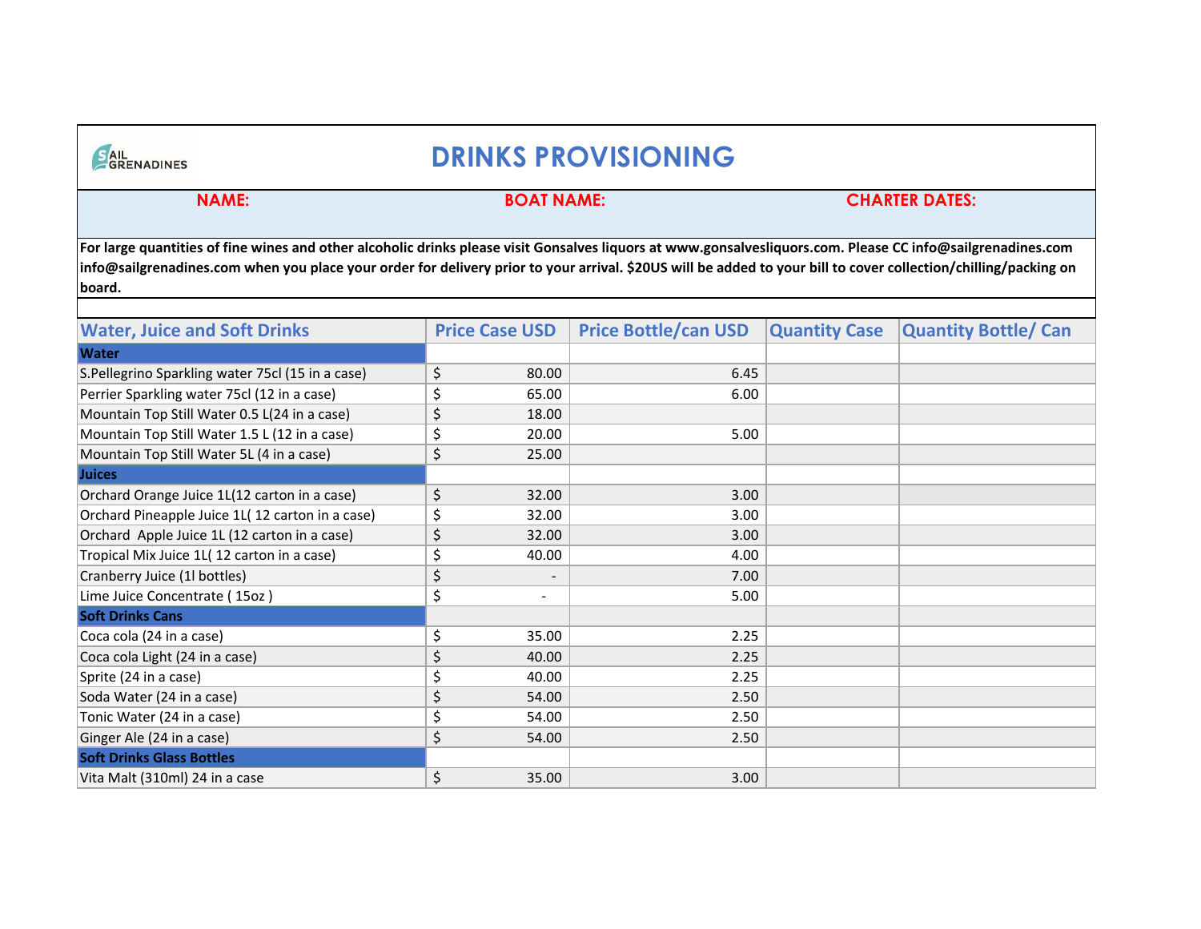SAIL GRENADINES

# DRINKS PROVISIONING

**NAME:** **BOAT NAME:** **CHARTER DATES:**

**For large quantities of fine wines and other alcoholic drinks please visit Gonsalves liquors at www.gonsalvesliquors.com. Please CC info@sailgrenadines.com info@sailgrenadines.com when you place your order for delivery prior to your arrival. $20US will be added to your bill to cover collection/chilling/packing on board.**

| Water, Juice and Soft Drinks | Price Case USD | Price Bottle/can USD | Quantity Case | Quantity Bottle/ Can |
|---|---|---|---|---|
| **Water** | | | | |
| S.Pellegrino Sparkling water 75cl (15 in a case) | $ 80.00 | 6.45 | | |
| Perrier Sparkling water 75cl (12 in a case) | $ 65.00 | 6.00 | | |
| Mountain Top Still Water 0.5 L(24 in a case) | $ 18.00 | | | |
| Mountain Top Still Water 1.5 L (12 in a case) | $ 20.00 | 5.00 | | |
| Mountain Top Still Water 5L (4 in a case) | $ 25.00 | | | |
| **Juices** | | | | |
| Orchard Orange Juice 1L(12 carton in a case) | $ 32.00 | 3.00 | | |
| Orchard Pineapple Juice 1L( 12 carton in a case) | $ 32.00 | 3.00 | | |
| Orchard Apple Juice 1L (12 carton in a case) | $ 32.00 | 3.00 | | |
| Tropical Mix Juice 1L( 12 carton in a case) | $ 40.00 | 4.00 | | |
| Cranberry Juice (1l bottles) | $ - | 7.00 | | |
| Lime Juice Concentrate ( 15oz ) | $ - | 5.00 | | |
| **Soft Drinks Cans** | | | | |
| Coca cola (24 in a case) | $ 35.00 | 2.25 | | |
| Coca cola Light (24 in a case) | $ 40.00 | 2.25 | | |
| Sprite (24 in a case) | $ 40.00 | 2.25 | | |
| Soda Water (24 in a case) | $ 54.00 | 2.50 | | |
| Tonic Water (24 in a case) | $ 54.00 | 2.50 | | |
| Ginger Ale (24 in a case) | $ 54.00 | 2.50 | | |
| **Soft Drinks Glass Bottles** | | | | |
| Vita Malt (310ml) 24 in a case | $ 35.00 | 3.00 | | |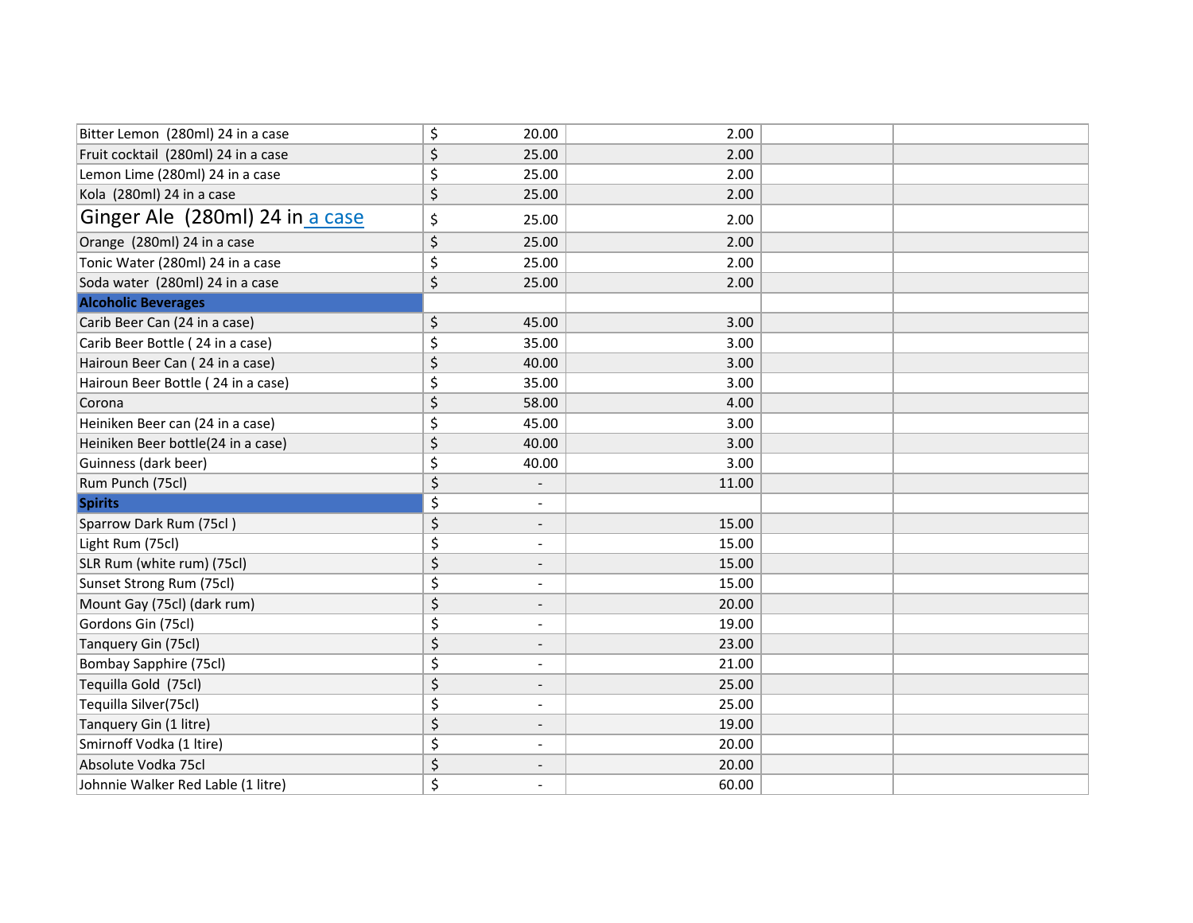| | | | | |
|---|---|---|---|---|
| Bitter Lemon (280ml) 24 in a case | $ 20.00 | 2.00 | | |
| Fruit cocktail (280ml) 24 in a case | $ 25.00 | 2.00 | | |
| Lemon Lime (280ml) 24 in a case | $ 25.00 | 2.00 | | |
| Kola (280ml) 24 in a case | $ 25.00 | 2.00 | | |
| Ginger Ale (280ml) 24 in a case | $ 25.00 | 2.00 | | |
| Orange (280ml) 24 in a case | $ 25.00 | 2.00 | | |
| Tonic Water (280ml) 24 in a case | $ 25.00 | 2.00 | | |
| Soda water (280ml) 24 in a case | $ 25.00 | 2.00 | | |
| **Alcoholic Beverages** | | | | |
| Carib Beer Can (24 in a case) | $ 45.00 | 3.00 | | |
| Carib Beer Bottle ( 24 in a case) | $ 35.00 | 3.00 | | |
| Hairoun Beer Can ( 24 in a case) | $ 40.00 | 3.00 | | |
| Hairoun Beer Bottle ( 24 in a case) | $ 35.00 | 3.00 | | |
| Corona | $ 58.00 | 4.00 | | |
| Heiniken Beer can (24 in a case) | $ 45.00 | 3.00 | | |
| Heiniken Beer bottle(24 in a case) | $ 40.00 | 3.00 | | |
| Guinness (dark beer) | $ 40.00 | 3.00 | | |
| Rum Punch (75cl) | $ - | 11.00 | | |
| **Spirits** | $ - | | | |
| Sparrow Dark Rum (75cl ) | $ - | 15.00 | | |
| Light Rum (75cl) | $ - | 15.00 | | |
| SLR Rum (white rum) (75cl) | $ - | 15.00 | | |
| Sunset Strong Rum (75cl) | $ - | 15.00 | | |
| Mount Gay (75cl) (dark rum) | $ - | 20.00 | | |
| Gordons Gin (75cl) | $ - | 19.00 | | |
| Tanquery Gin (75cl) | $ - | 23.00 | | |
| Bombay Sapphire (75cl) | $ - | 21.00 | | |
| Tequilla Gold (75cl) | $ - | 25.00 | | |
| Tequilla Silver(75cl) | $ - | 25.00 | | |
| Tanquery Gin (1 litre) | $ - | 19.00 | | |
| Smirnoff Vodka (1 ltire) | $ - | 20.00 | | |
| Absolute Vodka 75cl | $ - | 20.00 | | |
| Johnnie Walker Red Lable (1 litre) | $ - | 60.00 | | |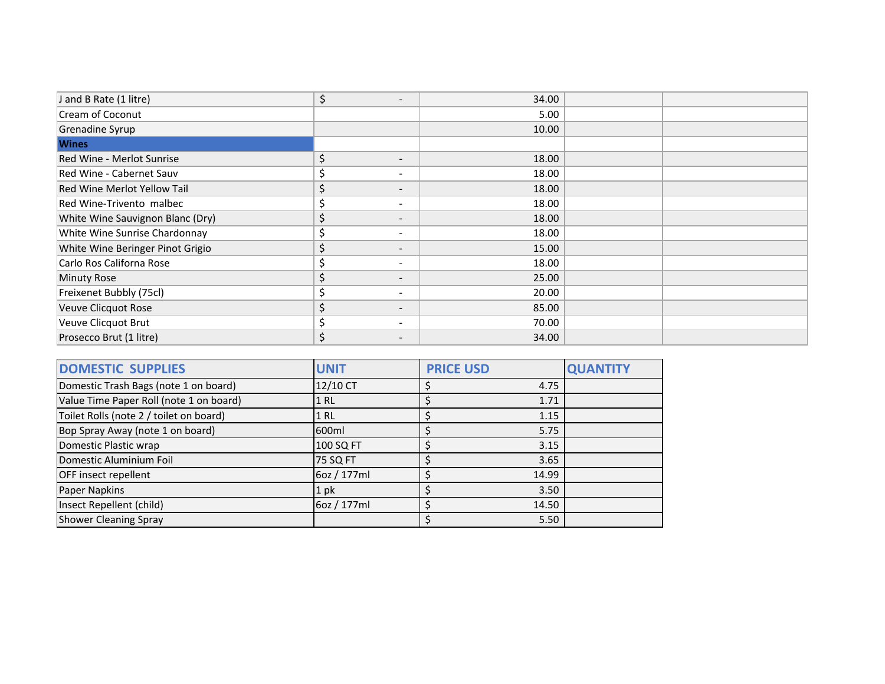| | | | | |
|---|---|---|---|---|
| J and B Rate (1 litre) | $ - | 34.00 | | |
| Cream of Coconut | | 5.00 | | |
| Grenadine Syrup | | 10.00 | | |
| **Wines** | | | | |
| Red Wine - Merlot Sunrise | $ - | 18.00 | | |
| Red Wine - Cabernet Sauv | $ - | 18.00 | | |
| Red Wine Merlot Yellow Tail | $ - | 18.00 | | |
| Red Wine-Trivento malbec | $ - | 18.00 | | |
| White Wine Sauvignon Blanc (Dry) | $ - | 18.00 | | |
| White Wine Sunrise Chardonnay | $ - | 18.00 | | |
| White Wine Beringer Pinot Grigio | $ - | 15.00 | | |
| Carlo Ros Californa Rose | $ - | 18.00 | | |
| Minuty Rose | $ - | 25.00 | | |
| Freixenet Bubbly (75cl) | $ - | 20.00 | | |
| Veuve Clicquot Rose | $ - | 85.00 | | |
| Veuve Clicquot Brut | $ - | 70.00 | | |
| Prosecco Brut (1 litre) | $ - | 34.00 | | |

| DOMESTIC SUPPLIES | UNIT | PRICE USD | QUANTITY |
|---|---|---|---|
| Domestic Trash Bags (note 1 on board) | 12/10 CT | $ 4.75 | |
| Value Time Paper Roll (note 1 on board) | 1 RL | $ 1.71 | |
| Toilet Rolls (note 2 / toilet on board) | 1 RL | $ 1.15 | |
| Bop Spray Away (note 1 on board) | 600ml | $ 5.75 | |
| Domestic Plastic wrap | 100 SQ FT | $ 3.15 | |
| Domestic Aluminium Foil | 75 SQ FT | $ 3.65 | |
| OFF insect repellent | 6oz / 177ml | $ 14.99 | |
| Paper Napkins | 1 pk | $ 3.50 | |
| Insect Repellent (child) | 6oz / 177ml | $ 14.50 | |
| Shower Cleaning Spray | | $ 5.50 | |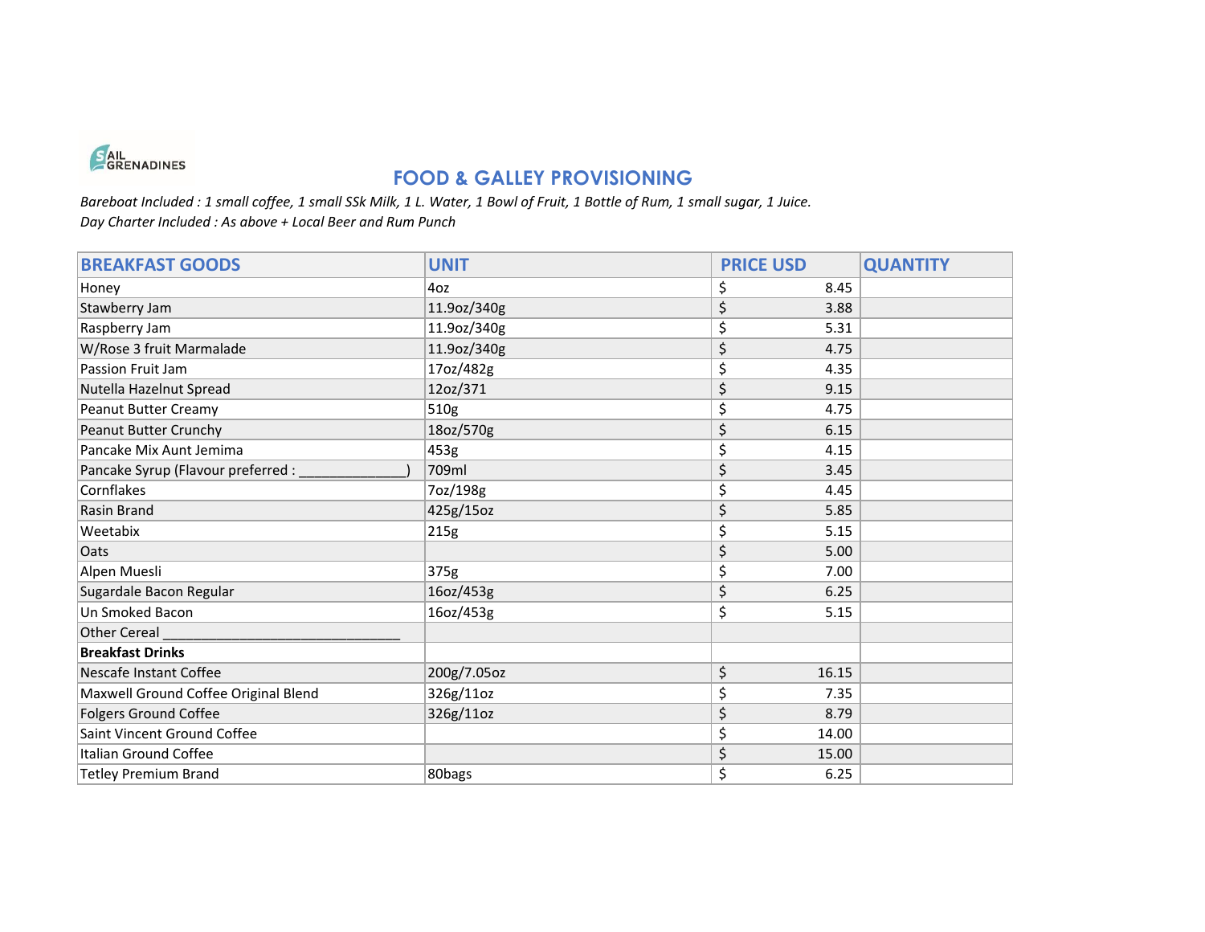SAIL GRENADINES

# FOOD & GALLEY PROVISIONING

*Bareboat Included : 1 small coffee, 1 small SSk Milk, 1 L. Water, 1 Bowl of Fruit, 1 Bottle of Rum, 1 small sugar, 1 Juice.*
*Day Charter Included : As above + Local Beer and Rum Punch*

| BREAKFAST GOODS | UNIT | PRICE USD | QUANTITY |
|---|---|---|---|
| Honey | 4oz | $ 8.45 | |
| Stawberry Jam | 11.9oz/340g | $ 3.88 | |
| Raspberry Jam | 11.9oz/340g | $ 5.31 | |
| W/Rose 3 fruit Marmalade | 11.9oz/340g | $ 4.75 | |
| Passion Fruit Jam | 17oz/482g | $ 4.35 | |
| Nutella Hazelnut Spread | 12oz/371 | $ 9.15 | |
| Peanut Butter Creamy | 510g | $ 4.75 | |
| Peanut Butter Crunchy | 18oz/570g | $ 6.15 | |
| Pancake Mix Aunt Jemima | 453g | $ 4.15 | |
| Pancake Syrup (Flavour preferred : ______________) | 709ml | $ 3.45 | |
| Cornflakes | 7oz/198g | $ 4.45 | |
| Rasin Brand | 425g/15oz | $ 5.85 | |
| Weetabix | 215g | $ 5.15 | |
| Oats | | $ 5.00 | |
| Alpen Muesli | 375g | $ 7.00 | |
| Sugardale Bacon Regular | 16oz/453g | $ 6.25 | |
| Un Smoked Bacon | 16oz/453g | $ 5.15 | |
| Other Cereal ______________________________ | | | |
| **Breakfast Drinks** | | | |
| Nescafe Instant Coffee | 200g/7.05oz | $ 16.15 | |
| Maxwell Ground Coffee Original Blend | 326g/11oz | $ 7.35 | |
| Folgers Ground Coffee | 326g/11oz | $ 8.79 | |
| Saint Vincent Ground Coffee | | $ 14.00 | |
| Italian Ground Coffee | | $ 15.00 | |
| Tetley Premium Brand | 80bags | $ 6.25 | |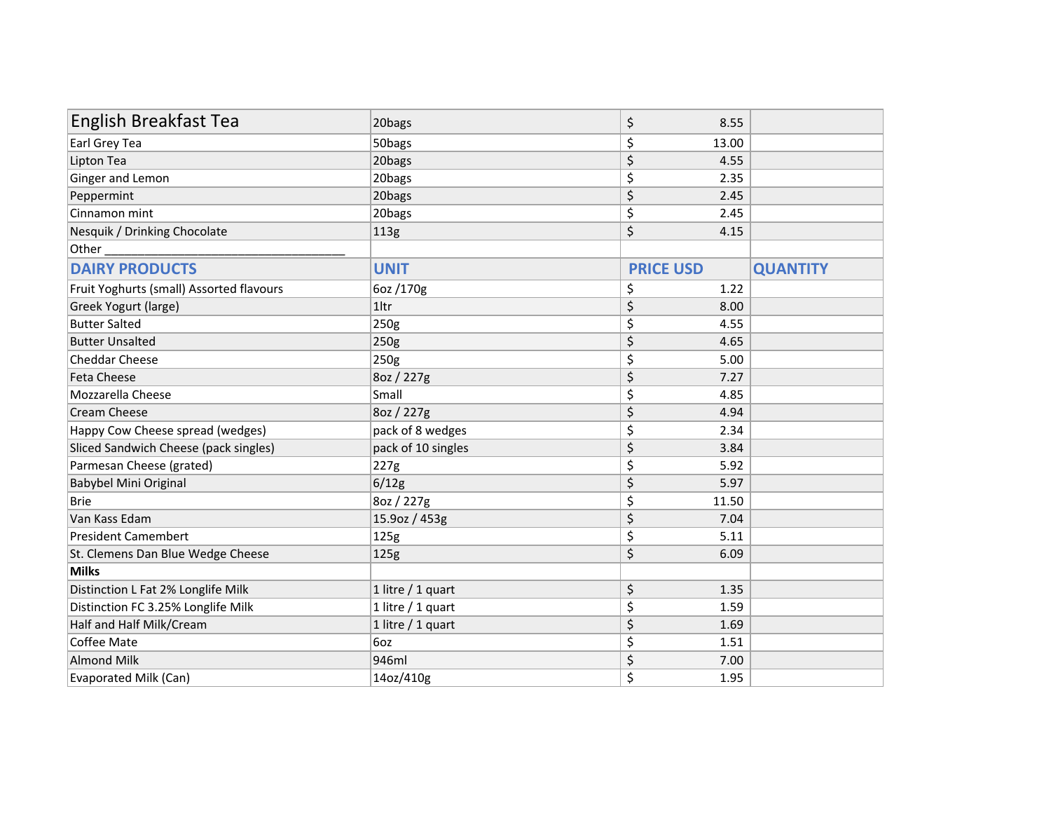| English Breakfast Tea | 20bags | $ 8.55 | |
|---|---|---|---|
| Earl Grey Tea | 50bags | $ 13.00 | |
| Lipton Tea | 20bags | $ 4.55 | |
| Ginger and Lemon | 20bags | $ 2.35 | |
| Peppermint | 20bags | $ 2.45 | |
| Cinnamon mint | 20bags | $ 2.45 | |
| Nesquik / Drinking Chocolate | 113g | $ 4.15 | |
| Other ___________________________________ | | | |
| **DAIRY PRODUCTS** | **UNIT** | **PRICE USD** | **QUANTITY** |
| Fruit Yoghurts (small) Assorted flavours | 6oz /170g | $ 1.22 | |
| Greek Yogurt (large) | 1ltr | $ 8.00 | |
| Butter Salted | 250g | $ 4.55 | |
| Butter Unsalted | 250g | $ 4.65 | |
| Cheddar Cheese | 250g | $ 5.00 | |
| Feta Cheese | 8oz / 227g | $ 7.27 | |
| Mozzarella Cheese | Small | $ 4.85 | |
| Cream Cheese | 8oz / 227g | $ 4.94 | |
| Happy Cow Cheese spread (wedges) | pack of 8 wedges | $ 2.34 | |
| Sliced Sandwich Cheese (pack singles) | pack of 10 singles | $ 3.84 | |
| Parmesan Cheese (grated) | 227g | $ 5.92 | |
| Babybel Mini Original | 6/12g | $ 5.97 | |
| Brie | 8oz / 227g | $ 11.50 | |
| Van Kass Edam | 15.9oz / 453g | $ 7.04 | |
| President Camembert | 125g | $ 5.11 | |
| St. Clemens Dan Blue Wedge Cheese | 125g | $ 6.09 | |
| **Milks** | | | |
| Distinction L Fat 2% Longlife Milk | 1 litre / 1 quart | $ 1.35 | |
| Distinction FC 3.25% Longlife Milk | 1 litre / 1 quart | $ 1.59 | |
| Half and Half Milk/Cream | 1 litre / 1 quart | $ 1.69 | |
| Coffee Mate | 6oz | $ 1.51 | |
| Almond Milk | 946ml | $ 7.00 | |
| Evaporated Milk (Can) | 14oz/410g | $ 1.95 | |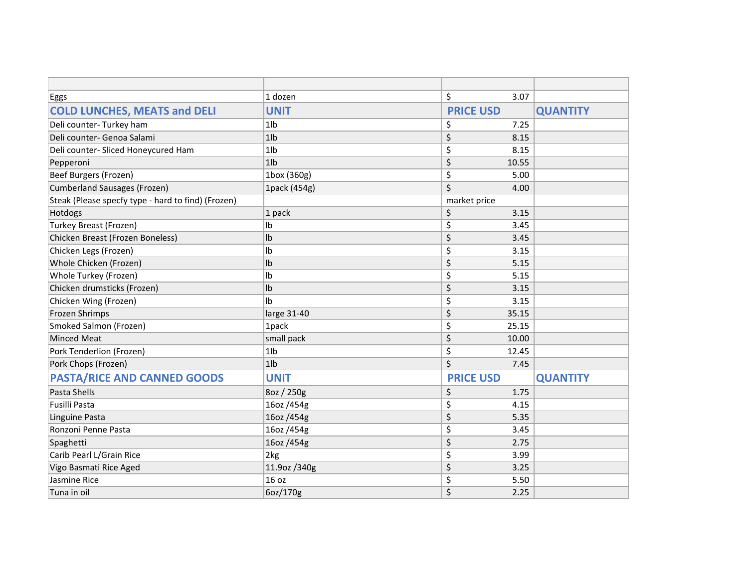| | | | |
|---|---|---|---|
| Eggs | 1 dozen | $ 3.07 | |
| **COLD LUNCHES, MEATS and DELI** | **UNIT** | **PRICE USD** | **QUANTITY** |
| Deli counter- Turkey ham | 1lb | $ 7.25 | |
| Deli counter- Genoa Salami | 1lb | $ 8.15 | |
| Deli counter- Sliced Honeycured Ham | 1lb | $ 8.15 | |
| Pepperoni | 1lb | $ 10.55 | |
| Beef Burgers (Frozen) | 1box (360g) | $ 5.00 | |
| Cumberland Sausages (Frozen) | 1pack (454g) | $ 4.00 | |
| Steak (Please specfy type - hard to find) (Frozen) | | market price | |
| Hotdogs | 1 pack | $ 3.15 | |
| Turkey Breast (Frozen) | lb | $ 3.45 | |
| Chicken Breast (Frozen Boneless) | lb | $ 3.45 | |
| Chicken Legs (Frozen) | lb | $ 3.15 | |
| Whole Chicken (Frozen) | lb | $ 5.15 | |
| Whole Turkey (Frozen) | lb | $ 5.15 | |
| Chicken drumsticks (Frozen) | lb | $ 3.15 | |
| Chicken Wing (Frozen) | lb | $ 3.15 | |
| Frozen Shrimps | large 31-40 | $ 35.15 | |
| Smoked Salmon (Frozen) | 1pack | $ 25.15 | |
| Minced Meat | small pack | $ 10.00 | |
| Pork Tenderlion (Frozen) | 1lb | $ 12.45 | |
| Pork Chops (Frozen) | 1lb | $ 7.45 | |
| **PASTA/RICE AND CANNED GOODS** | **UNIT** | **PRICE USD** | **QUANTITY** |
| Pasta Shells | 8oz / 250g | $ 1.75 | |
| Fusilli Pasta | 16oz /454g | $ 4.15 | |
| Linguine Pasta | 16oz /454g | $ 5.35 | |
| Ronzoni Penne Pasta | 16oz /454g | $ 3.45 | |
| Spaghetti | 16oz /454g | $ 2.75 | |
| Carib Pearl L/Grain Rice | 2kg | $ 3.99 | |
| Vigo Basmati Rice Aged | 11.9oz /340g | $ 3.25 | |
| Jasmine Rice | 16 oz | $ 5.50 | |
| Tuna in oil | 6oz/170g | $ 2.25 | |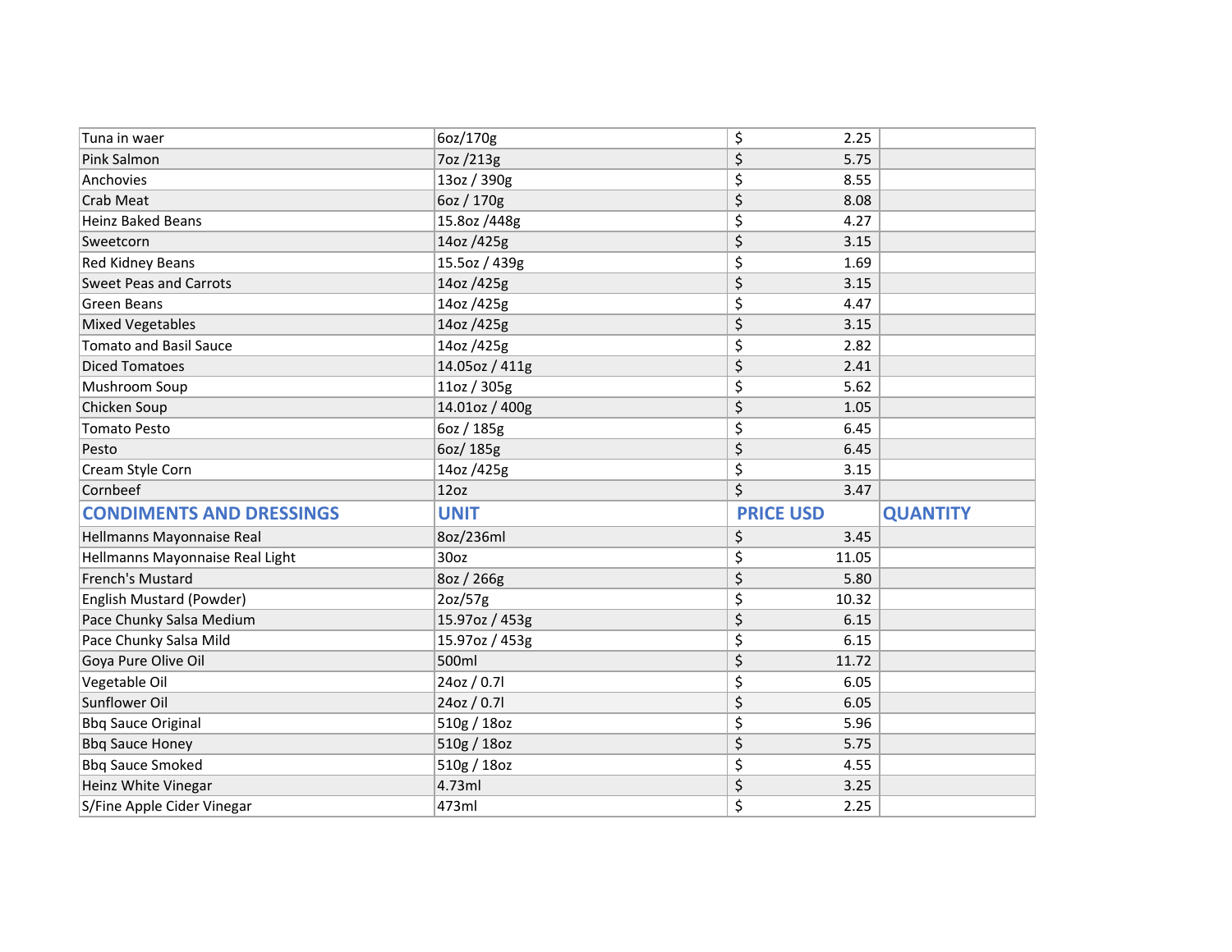| Tuna in waer | 6oz/170g | $ 2.25 | |
|---|---|---|---|
| Pink Salmon | 7oz /213g | $ 5.75 | |
| Anchovies | 13oz / 390g | $ 8.55 | |
| Crab Meat | 6oz / 170g | $ 8.08 | |
| Heinz Baked Beans | 15.8oz /448g | $ 4.27 | |
| Sweetcorn | 14oz /425g | $ 3.15 | |
| Red Kidney Beans | 15.5oz / 439g | $ 1.69 | |
| Sweet Peas and Carrots | 14oz /425g | $ 3.15 | |
| Green Beans | 14oz /425g | $ 4.47 | |
| Mixed Vegetables | 14oz /425g | $ 3.15 | |
| Tomato and Basil Sauce | 14oz /425g | $ 2.82 | |
| Diced Tomatoes | 14.05oz / 411g | $ 2.41 | |
| Mushroom Soup | 11oz / 305g | $ 5.62 | |
| Chicken Soup | 14.01oz / 400g | $ 1.05 | |
| Tomato Pesto | 6oz / 185g | $ 6.45 | |
| Pesto | 6oz/ 185g | $ 6.45 | |
| Cream Style Corn | 14oz /425g | $ 3.15 | |
| Cornbeef | 12oz | $ 3.47 | |
| **CONDIMENTS AND DRESSINGS** | **UNIT** | **PRICE USD** | **QUANTITY** |
| Hellmanns Mayonnaise Real | 8oz/236ml | $ 3.45 | |
| Hellmanns Mayonnaise Real Light | 30oz | $ 11.05 | |
| French's Mustard | 8oz / 266g | $ 5.80 | |
| English Mustard (Powder) | 2oz/57g | $ 10.32 | |
| Pace Chunky Salsa Medium | 15.97oz / 453g | $ 6.15 | |
| Pace Chunky Salsa Mild | 15.97oz / 453g | $ 6.15 | |
| Goya Pure Olive Oil | 500ml | $ 11.72 | |
| Vegetable Oil | 24oz / 0.7l | $ 6.05 | |
| Sunflower Oil | 24oz / 0.7l | $ 6.05 | |
| Bbq Sauce Original | 510g / 18oz | $ 5.96 | |
| Bbq Sauce Honey | 510g / 18oz | $ 5.75 | |
| Bbq Sauce Smoked | 510g / 18oz | $ 4.55 | |
| Heinz White Vinegar | 4.73ml | $ 3.25 | |
| S/Fine Apple Cider Vinegar | 473ml | $ 2.25 | |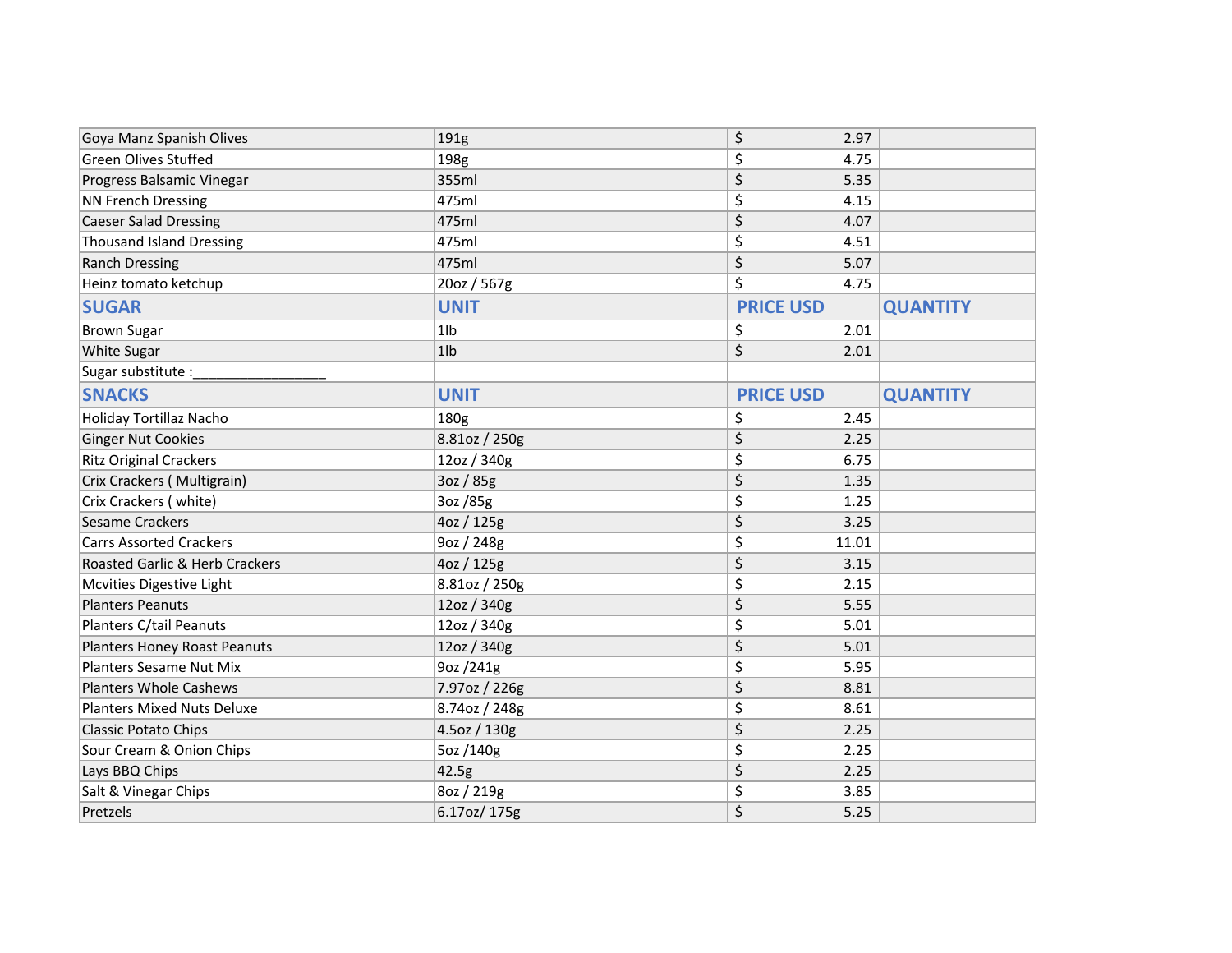| | | | |
|---|---|---|---|
| Goya Manz Spanish Olives | 191g | $ 2.97 | |
| Green Olives Stuffed | 198g | $ 4.75 | |
| Progress Balsamic Vinegar | 355ml | $ 5.35 | |
| NN French Dressing | 475ml | $ 4.15 | |
| Caeser Salad Dressing | 475ml | $ 4.07 | |
| Thousand Island Dressing | 475ml | $ 4.51 | |
| Ranch Dressing | 475ml | $ 5.07 | |
| Heinz tomato ketchup | 20oz / 567g | $ 4.75 | |
| **SUGAR** | **UNIT** | **PRICE USD** | **QUANTITY** |
| Brown Sugar | 1lb | $ 2.01 | |
| White Sugar | 1lb | $ 2.01 | |
| Sugar substitute :_________________ | | | |
| **SNACKS** | **UNIT** | **PRICE USD** | **QUANTITY** |
| Holiday Tortillaz Nacho | 180g | $ 2.45 | |
| Ginger Nut Cookies | 8.81oz / 250g | $ 2.25 | |
| Ritz Original Crackers | 12oz / 340g | $ 6.75 | |
| Crix Crackers ( Multigrain) | 3oz / 85g | $ 1.35 | |
| Crix Crackers ( white) | 3oz /85g | $ 1.25 | |
| Sesame Crackers | 4oz / 125g | $ 3.25 | |
| Carrs Assorted Crackers | 9oz / 248g | $ 11.01 | |
| Roasted Garlic & Herb Crackers | 4oz / 125g | $ 3.15 | |
| Mcvities Digestive Light | 8.81oz / 250g | $ 2.15 | |
| Planters Peanuts | 12oz / 340g | $ 5.55 | |
| Planters C/tail Peanuts | 12oz / 340g | $ 5.01 | |
| Planters Honey Roast Peanuts | 12oz / 340g | $ 5.01 | |
| Planters Sesame Nut Mix | 9oz /241g | $ 5.95 | |
| Planters Whole Cashews | 7.97oz / 226g | $ 8.81 | |
| Planters Mixed Nuts Deluxe | 8.74oz / 248g | $ 8.61 | |
| Classic Potato Chips | 4.5oz / 130g | $ 2.25 | |
| Sour Cream & Onion Chips | 5oz /140g | $ 2.25 | |
| Lays BBQ Chips | 42.5g | $ 2.25 | |
| Salt & Vinegar Chips | 8oz / 219g | $ 3.85 | |
| Pretzels | 6.17oz/ 175g | $ 5.25 | |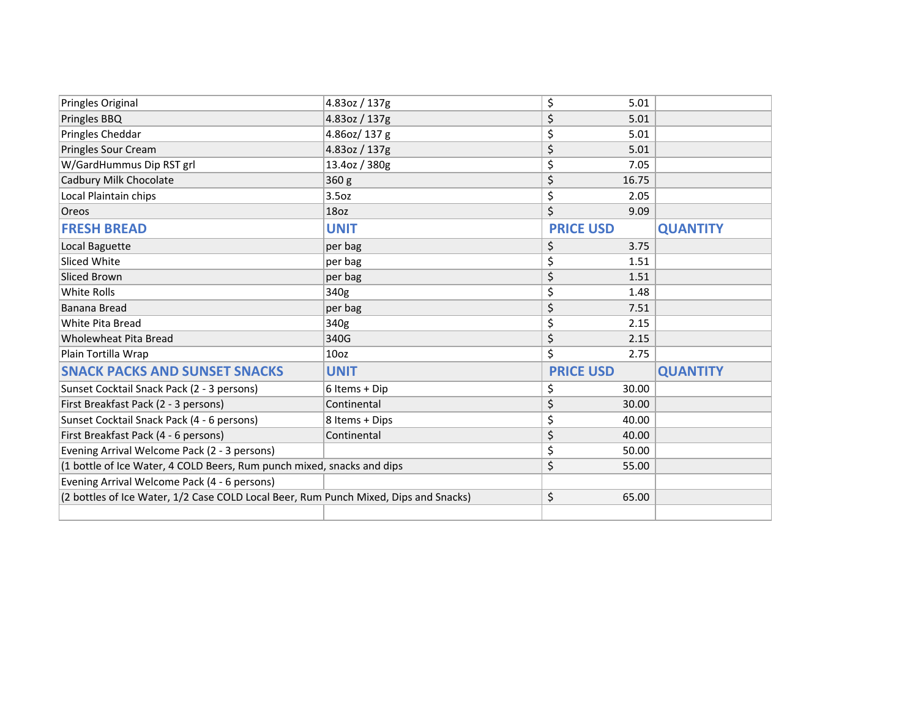| | | | |
|---|---|---|---|
| Pringles Original | 4.83oz / 137g | $ 5.01 | |
| Pringles BBQ | 4.83oz / 137g | $ 5.01 | |
| Pringles Cheddar | 4.86oz/ 137 g | $ 5.01 | |
| Pringles Sour Cream | 4.83oz / 137g | $ 5.01 | |
| W/GardHummus Dip RST grl | 13.4oz / 380g | $ 7.05 | |
| Cadbury Milk Chocolate | 360 g | $ 16.75 | |
| Local Plaintain chips | 3.5oz | $ 2.05 | |
| Oreos | 18oz | $ 9.09 | |
| **FRESH BREAD** | **UNIT** | **PRICE USD** | **QUANTITY** |
| Local Baguette | per bag | $ 3.75 | |
| Sliced White | per bag | $ 1.51 | |
| Sliced Brown | per bag | $ 1.51 | |
| White Rolls | 340g | $ 1.48 | |
| Banana Bread | per bag | $ 7.51 | |
| White Pita Bread | 340g | $ 2.15 | |
| Wholewheat Pita Bread | 340G | $ 2.15 | |
| Plain Tortilla Wrap | 10oz | $ 2.75 | |
| **SNACK PACKS AND SUNSET SNACKS** | **UNIT** | **PRICE USD** | **QUANTITY** |
| Sunset Cocktail Snack Pack (2 - 3 persons) | 6 Items + Dip | $ 30.00 | |
| First Breakfast Pack (2 - 3 persons) | Continental | $ 30.00 | |
| Sunset Cocktail Snack Pack (4 - 6 persons) | 8 Items + Dips | $ 40.00 | |
| First Breakfast Pack (4 - 6 persons) | Continental | $ 40.00 | |
| Evening Arrival Welcome Pack (2 - 3 persons) | | $ 50.00 | |
| (1 bottle of Ice Water, 4 COLD Beers, Rum punch mixed, snacks and dips | | $ 55.00 | |
| Evening Arrival Welcome Pack (4 - 6 persons) | | | |
| (2 bottles of Ice Water, 1/2 Case COLD Local Beer, Rum Punch Mixed, Dips and Snacks) | | $ 65.00 | |
| | | | |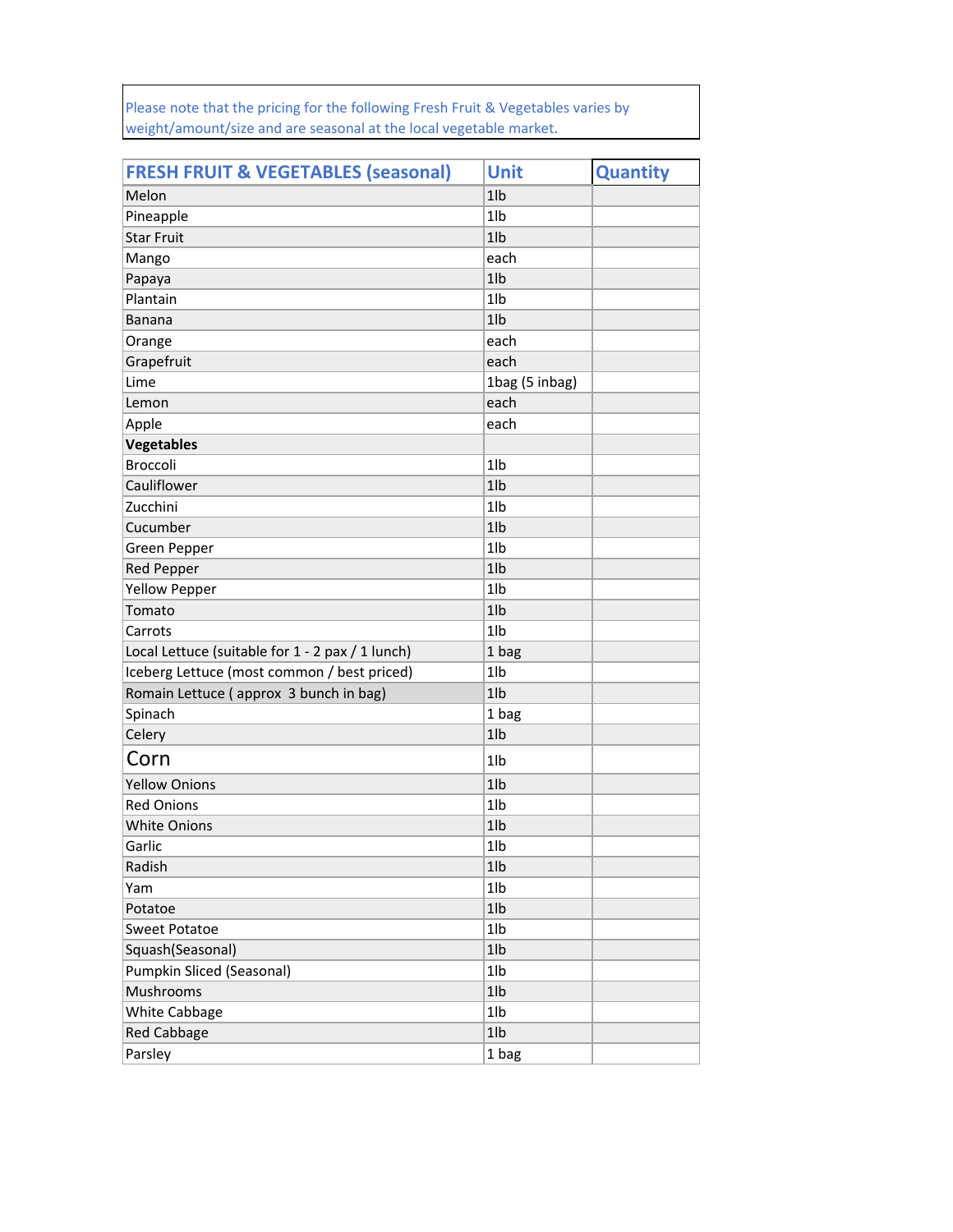Please note that the pricing for the following Fresh Fruit & Vegetables varies by weight/amount/size and are seasonal at the local vegetable market.

| FRESH FRUIT & VEGETABLES (seasonal) | Unit | Quantity |
|---|---|---|
| Melon | 1lb | |
| Pineapple | 1lb | |
| Star Fruit | 1lb | |
| Mango | each | |
| Papaya | 1lb | |
| Plantain | 1lb | |
| Banana | 1lb | |
| Orange | each | |
| Grapefruit | each | |
| Lime | 1bag (5 inbag) | |
| Lemon | each | |
| Apple | each | |
| **Vegetables** | | |
| Broccoli | 1lb | |
| Cauliflower | 1lb | |
| Zucchini | 1lb | |
| Cucumber | 1lb | |
| Green Pepper | 1lb | |
| Red Pepper | 1lb | |
| Yellow Pepper | 1lb | |
| Tomato | 1lb | |
| Carrots | 1lb | |
| Local Lettuce (suitable for 1 - 2 pax / 1 lunch) | 1 bag | |
| Iceberg Lettuce (most common / best priced) | 1lb | |
| Romain Lettuce ( approx 3 bunch in bag) | 1lb | |
| Spinach | 1 bag | |
| Celery | 1lb | |
| Corn | 1lb | |
| Yellow Onions | 1lb | |
| Red Onions | 1lb | |
| White Onions | 1lb | |
| Garlic | 1lb | |
| Radish | 1lb | |
| Yam | 1lb | |
| Potatoe | 1lb | |
| Sweet Potatoe | 1lb | |
| Squash(Seasonal) | 1lb | |
| Pumpkin Sliced (Seasonal) | 1lb | |
| Mushrooms | 1lb | |
| White Cabbage | 1lb | |
| Red Cabbage | 1lb | |
| Parsley | 1 bag | |